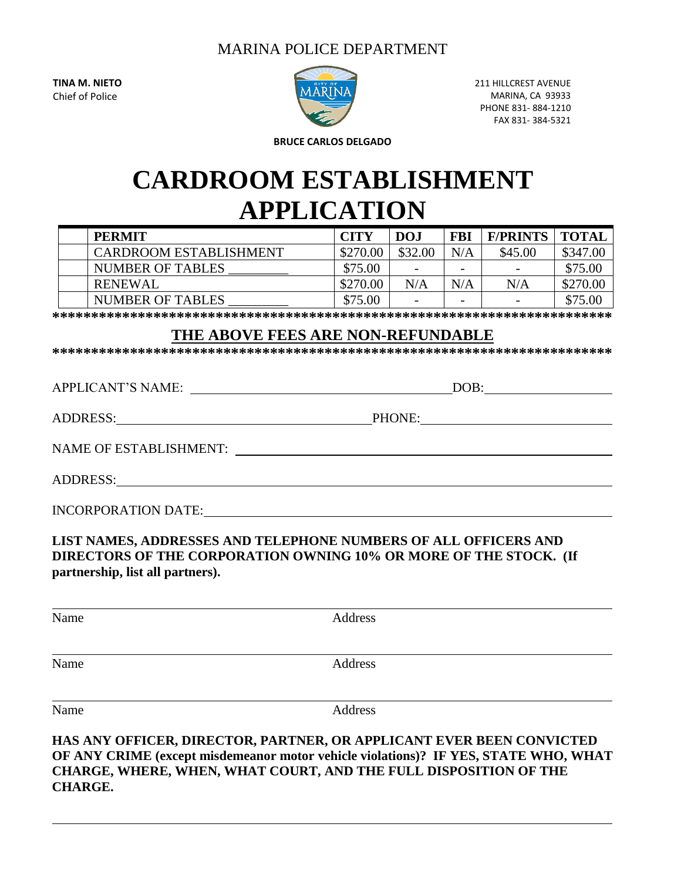MARINA POLICE DEPARTMENT

**TINA M. NIETO**
Chief of Police

211 HILLCREST AVENUE
MARINA, CA 93933
PHONE 831- 884-1210
FAX 831- 384-5321

**BRUCE CARLOS DELGADO**

# CARDROOM ESTABLISHMENT APPLICATION

| | PERMIT | CITY | DOJ | FBI | F/PRINTS | TOTAL |
|---|---|---|---|---|---|---|
| | CARDROOM ESTABLISHMENT | $270.00 | $32.00 | N/A | $45.00 | $347.00 |
| | NUMBER OF TABLES _________ | $75.00 | - | - | - | $75.00 |
| | RENEWAL | $270.00 | N/A | N/A | N/A | $270.00 |
| | NUMBER OF TABLES _________ | $75.00 | - | - | - | $75.00 |

**************************************************************************

**THE ABOVE FEES ARE NON-REFUNDABLE**

**************************************************************************

APPLICANT'S NAME: ________________________________ DOB: ________________

ADDRESS: ________________________________ PHONE: ________________________

NAME OF ESTABLISHMENT: ________________________________________________

ADDRESS: ______________________________________________________________

INCORPORATION DATE: ___________________________________________________

**LIST NAMES, ADDRESSES AND TELEPHONE NUMBERS OF ALL OFFICERS AND DIRECTORS OF THE CORPORATION OWNING 10% OR MORE OF THE STOCK. (If partnership, list all partners).**

______________________________________________________________________
Name Address

______________________________________________________________________
Name Address

______________________________________________________________________
Name Address

**HAS ANY OFFICER, DIRECTOR, PARTNER, OR APPLICANT EVER BEEN CONVICTED OF ANY CRIME (except misdemeanor motor vehicle violations)? IF YES, STATE WHO, WHAT CHARGE, WHERE, WHEN, WHAT COURT, AND THE FULL DISPOSITION OF THE CHARGE.**

______________________________________________________________________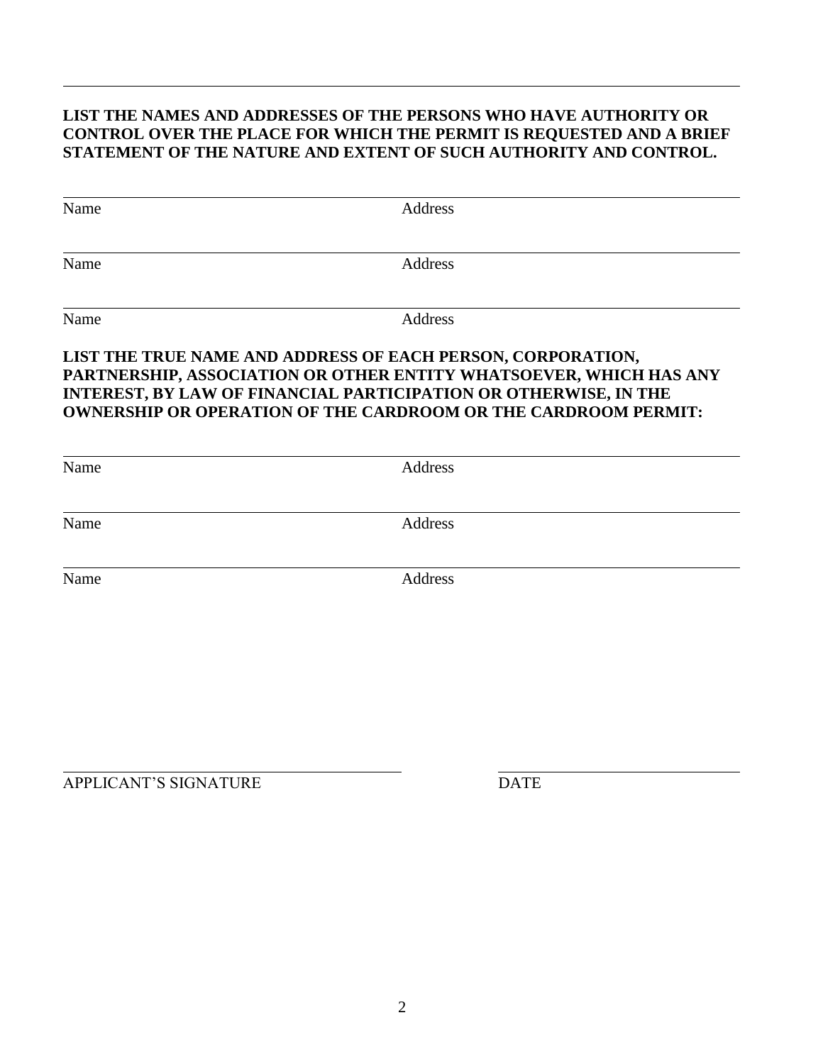**LIST THE NAMES AND ADDRESSES OF THE PERSONS WHO HAVE AUTHORITY OR CONTROL OVER THE PLACE FOR WHICH THE PERMIT IS REQUESTED AND A BRIEF STATEMENT OF THE NATURE AND EXTENT OF SUCH AUTHORITY AND CONTROL.**

| | |
|---|---|
| Name | Address |
| Name | Address |
| Name | Address |

**LIST THE TRUE NAME AND ADDRESS OF EACH PERSON, CORPORATION, PARTNERSHIP, ASSOCIATION OR OTHER ENTITY WHATSOEVER, WHICH HAS ANY INTEREST, BY LAW OF FINANCIAL PARTICIPATION OR OTHERWISE, IN THE OWNERSHIP OR OPERATION OF THE CARDROOM OR THE CARDROOM PERMIT:**

| | |
|---|---|
| Name | Address |
| Name | Address |
| Name | Address |

| | |
|---|---|
| APPLICANT'S SIGNATURE | DATE |